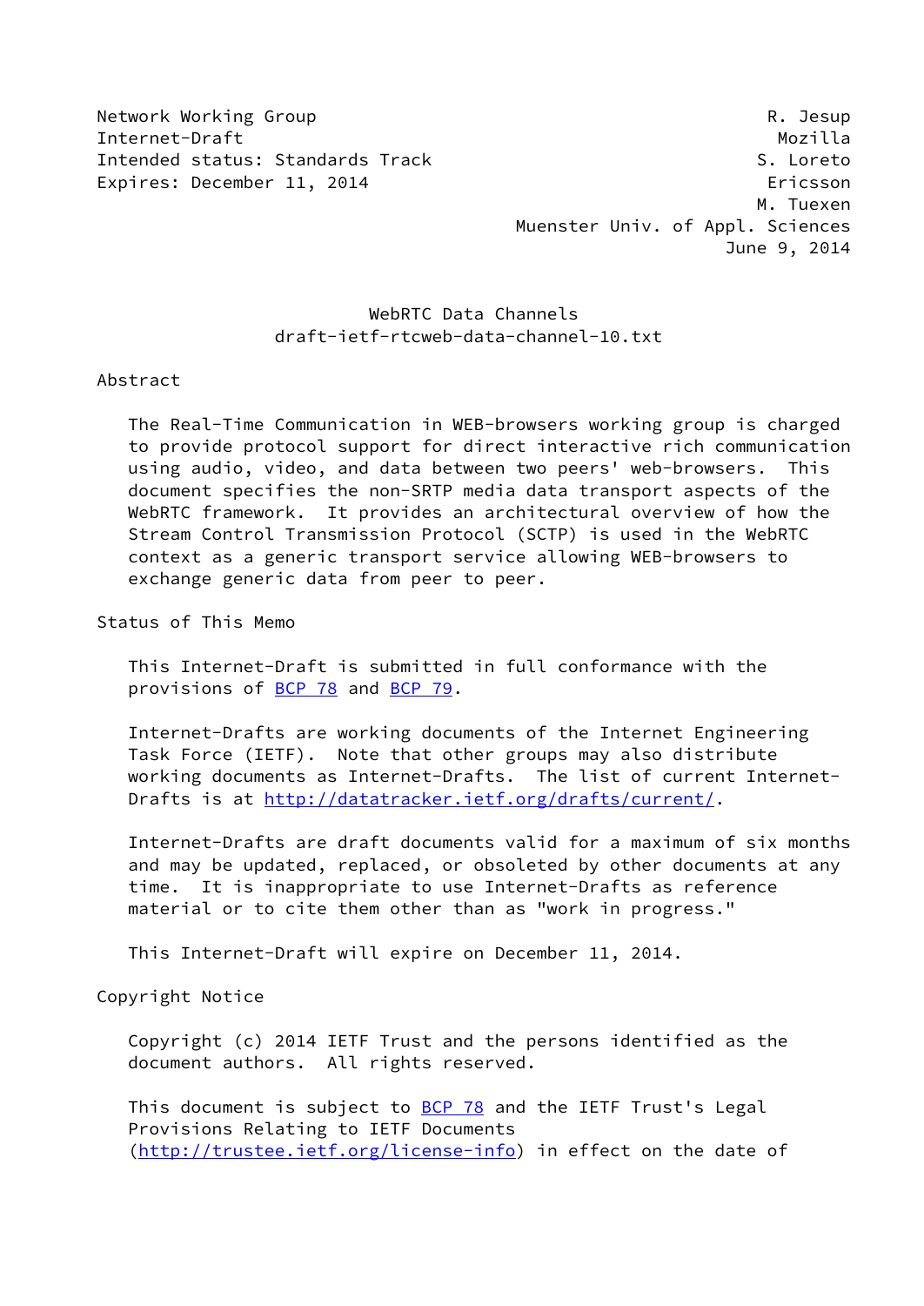Network Working Group R. Jesup
Internet-Draft Mozilla
Intended status: Standards Track S. Loreto
Expires: December 11, 2014 Ericsson
M. Tuexen
Muenster Univ. of Appl. Sciences
June 9, 2014

# WebRTC Data Channels
draft-ietf-rtcweb-data-channel-10.txt

## Abstract

The Real-Time Communication in WEB-browsers working group is charged to provide protocol support for direct interactive rich communication using audio, video, and data between two peers' web-browsers. This document specifies the non-SRTP media data transport aspects of the WebRTC framework. It provides an architectural overview of how the Stream Control Transmission Protocol (SCTP) is used in the WebRTC context as a generic transport service allowing WEB-browsers to exchange generic data from peer to peer.

## Status of This Memo

This Internet-Draft is submitted in full conformance with the provisions of BCP 78 and BCP 79.

Internet-Drafts are working documents of the Internet Engineering Task Force (IETF). Note that other groups may also distribute working documents as Internet-Drafts. The list of current Internet-Drafts is at http://datatracker.ietf.org/drafts/current/.

Internet-Drafts are draft documents valid for a maximum of six months and may be updated, replaced, or obsoleted by other documents at any time. It is inappropriate to use Internet-Drafts as reference material or to cite them other than as "work in progress."

This Internet-Draft will expire on December 11, 2014.

## Copyright Notice

Copyright (c) 2014 IETF Trust and the persons identified as the document authors. All rights reserved.

This document is subject to BCP 78 and the IETF Trust's Legal Provisions Relating to IETF Documents (http://trustee.ietf.org/license-info) in effect on the date of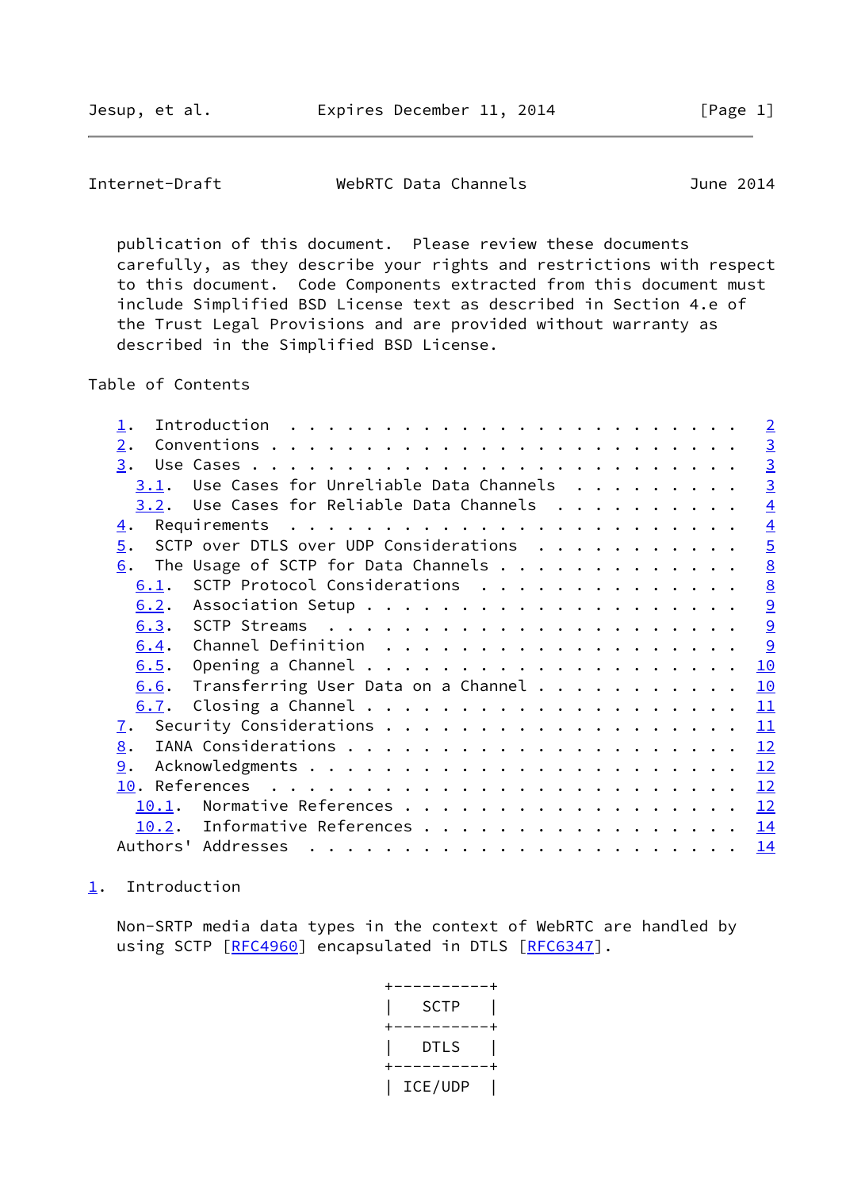publication of this document. Please review these documents carefully, as they describe your rights and restrictions with respect to this document. Code Components extracted from this document must include Simplified BSD License text as described in Section 4.e of the Trust Legal Provisions and are provided without warranty as described in the Simplified BSD License.

## Table of Contents

- 1. Introduction . . . . . . . . . . . . . . . . . . . . . . . . 2
- 2. Conventions . . . . . . . . . . . . . . . . . . . . . . . . 3
- 3. Use Cases . . . . . . . . . . . . . . . . . . . . . . . . . 3
  - 3.1. Use Cases for Unreliable Data Channels . . . . . . . . . 3
  - 3.2. Use Cases for Reliable Data Channels . . . . . . . . . . 4
- 4. Requirements . . . . . . . . . . . . . . . . . . . . . . . . 4
- 5. SCTP over DTLS over UDP Considerations . . . . . . . . . . . 5
- 6. The Usage of SCTP for Data Channels . . . . . . . . . . . . 8
  - 6.1. SCTP Protocol Considerations . . . . . . . . . . . . . . 8
  - 6.2. Association Setup . . . . . . . . . . . . . . . . . . . 9
  - 6.3. SCTP Streams . . . . . . . . . . . . . . . . . . . . . . 9
  - 6.4. Channel Definition . . . . . . . . . . . . . . . . . . . 9
  - 6.5. Opening a Channel . . . . . . . . . . . . . . . . . . . 10
  - 6.6. Transferring User Data on a Channel . . . . . . . . . . 10
  - 6.7. Closing a Channel . . . . . . . . . . . . . . . . . . . 11
- 7. Security Considerations . . . . . . . . . . . . . . . . . . 11
- 8. IANA Considerations . . . . . . . . . . . . . . . . . . . . 12
- 9. Acknowledgments . . . . . . . . . . . . . . . . . . . . . . 12
- 10. References . . . . . . . . . . . . . . . . . . . . . . . . 12
  - 10.1. Normative References . . . . . . . . . . . . . . . . . 12
  - 10.2. Informative References . . . . . . . . . . . . . . . . 14
- Authors' Addresses . . . . . . . . . . . . . . . . . . . . . . 14

## 1. Introduction

Non-SRTP media data types in the context of WebRTC are handled by using SCTP [RFC4960] encapsulated in DTLS [RFC6347].

```
+----------+
|   SCTP   |
+----------+
|   DTLS   |
+----------+
| ICE/UDP  |
```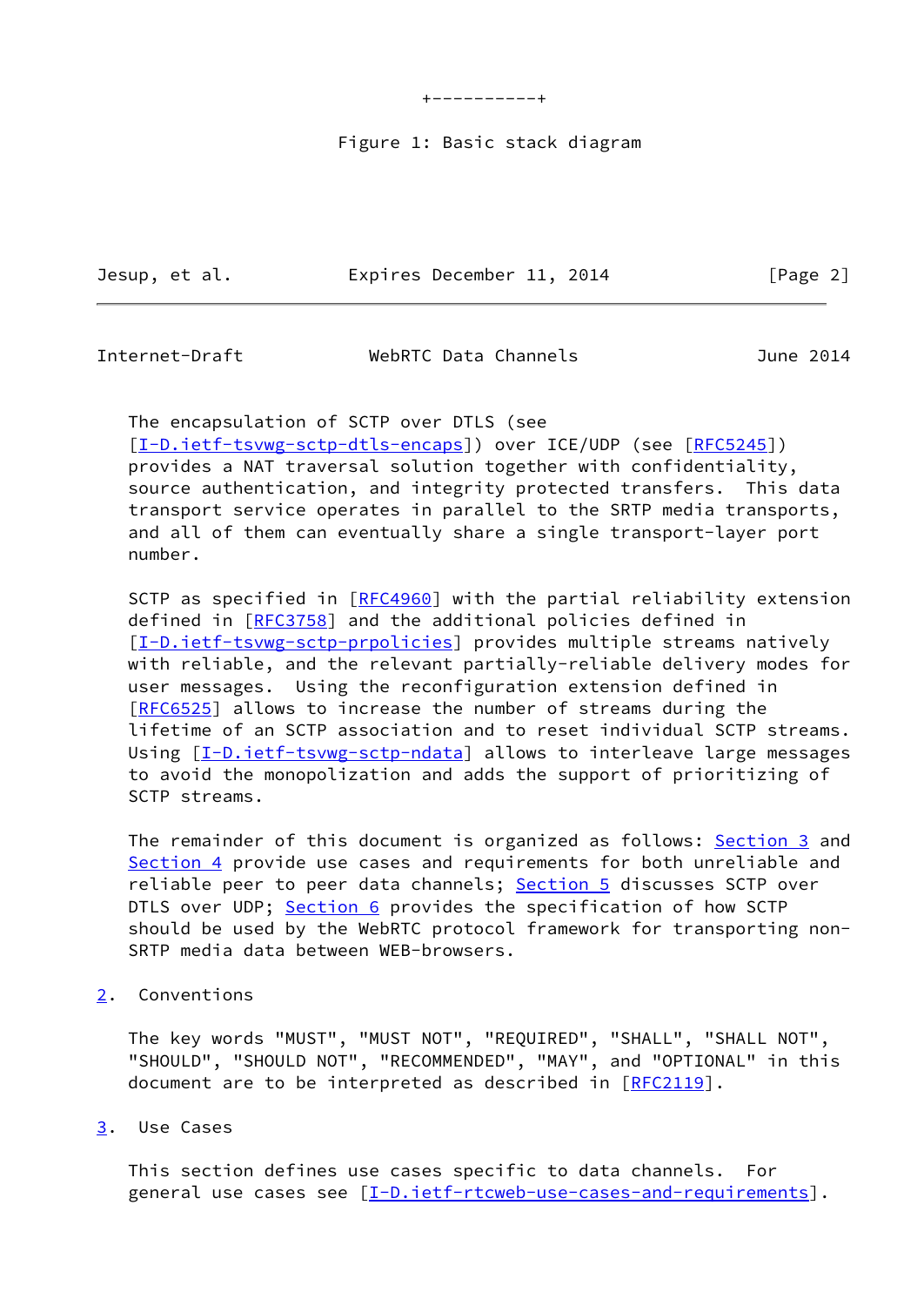```
+----------+
```

Figure 1: Basic stack diagram

The encapsulation of SCTP over DTLS (see [I-D.ietf-tsvwg-sctp-dtls-encaps]) over ICE/UDP (see [RFC5245]) provides a NAT traversal solution together with confidentiality, source authentication, and integrity protected transfers. This data transport service operates in parallel to the SRTP media transports, and all of them can eventually share a single transport-layer port number.

SCTP as specified in [RFC4960] with the partial reliability extension defined in [RFC3758] and the additional policies defined in [I-D.ietf-tsvwg-sctp-prpolicies] provides multiple streams natively with reliable, and the relevant partially-reliable delivery modes for user messages. Using the reconfiguration extension defined in [RFC6525] allows to increase the number of streams during the lifetime of an SCTP association and to reset individual SCTP streams. Using [I-D.ietf-tsvwg-sctp-ndata] allows to interleave large messages to avoid the monopolization and adds the support of prioritizing of SCTP streams.

The remainder of this document is organized as follows: Section 3 and Section 4 provide use cases and requirements for both unreliable and reliable peer to peer data channels; Section 5 discusses SCTP over DTLS over UDP; Section 6 provides the specification of how SCTP should be used by the WebRTC protocol framework for transporting non-SRTP media data between WEB-browsers.

## 2. Conventions

The key words "MUST", "MUST NOT", "REQUIRED", "SHALL", "SHALL NOT", "SHOULD", "SHOULD NOT", "RECOMMENDED", "MAY", and "OPTIONAL" in this document are to be interpreted as described in [RFC2119].

## 3. Use Cases

This section defines use cases specific to data channels. For general use cases see [I-D.ietf-rtcweb-use-cases-and-requirements].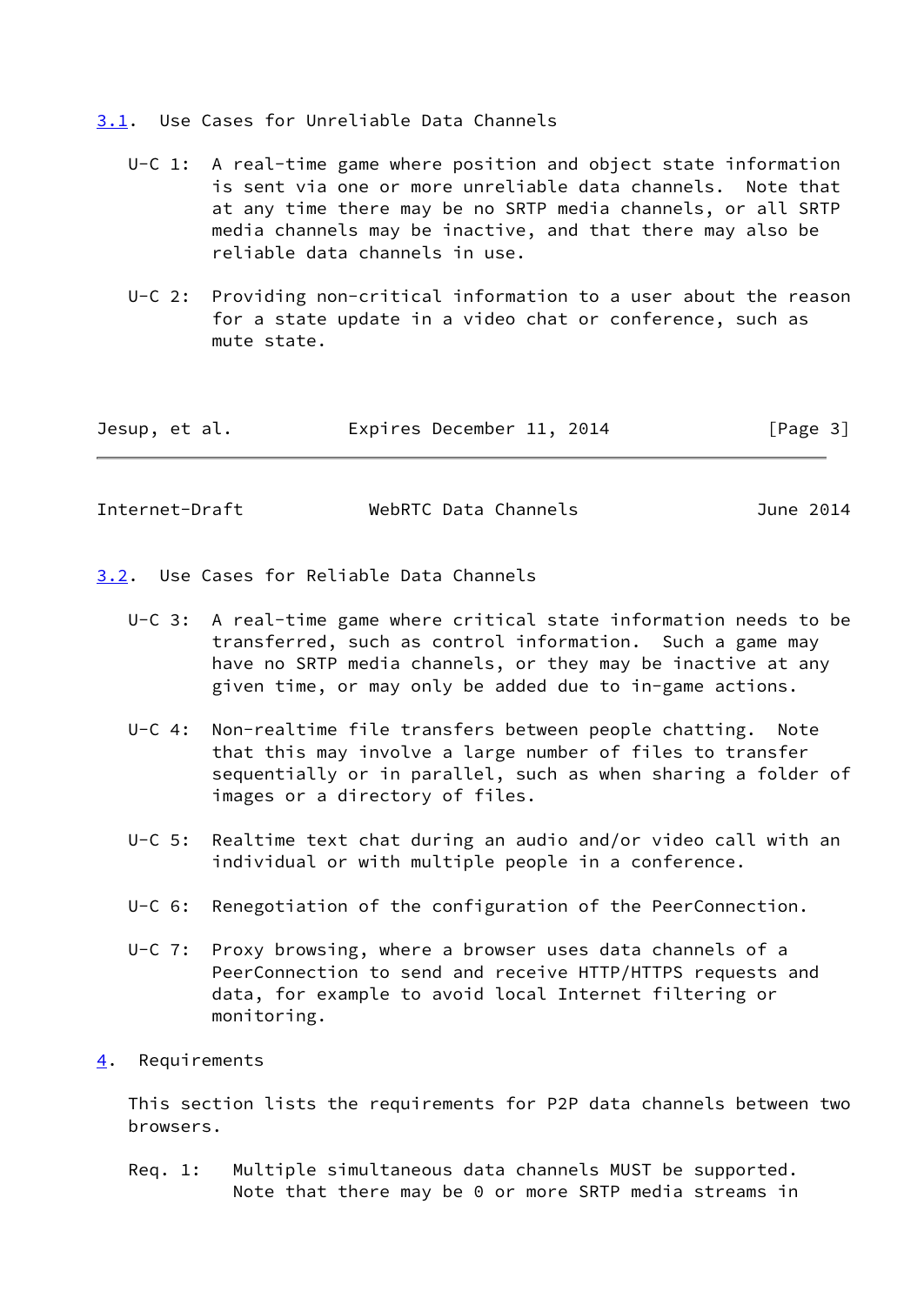### 3.1. Use Cases for Unreliable Data Channels

U-C 1: A real-time game where position and object state information is sent via one or more unreliable data channels. Note that at any time there may be no SRTP media channels, or all SRTP media channels may be inactive, and that there may also be reliable data channels in use.

U-C 2: Providing non-critical information to a user about the reason for a state update in a video chat or conference, such as mute state.

### 3.2. Use Cases for Reliable Data Channels

U-C 3: A real-time game where critical state information needs to be transferred, such as control information. Such a game may have no SRTP media channels, or they may be inactive at any given time, or may only be added due to in-game actions.

U-C 4: Non-realtime file transfers between people chatting. Note that this may involve a large number of files to transfer sequentially or in parallel, such as when sharing a folder of images or a directory of files.

U-C 5: Realtime text chat during an audio and/or video call with an individual or with multiple people in a conference.

U-C 6: Renegotiation of the configuration of the PeerConnection.

U-C 7: Proxy browsing, where a browser uses data channels of a PeerConnection to send and receive HTTP/HTTPS requests and data, for example to avoid local Internet filtering or monitoring.

## 4. Requirements

This section lists the requirements for P2P data channels between two browsers.

Req. 1: Multiple simultaneous data channels MUST be supported. Note that there may be 0 or more SRTP media streams in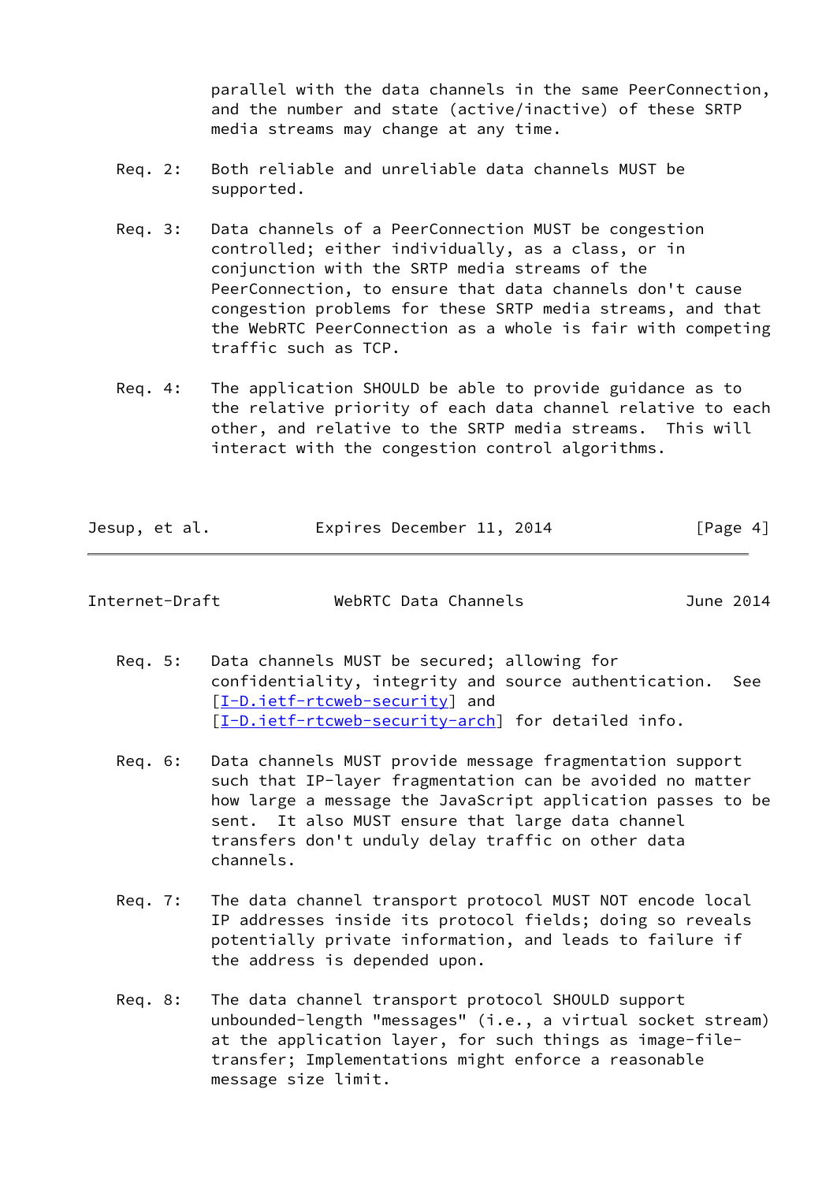parallel with the data channels in the same PeerConnection, and the number and state (active/inactive) of these SRTP media streams may change at any time.

Req. 2: Both reliable and unreliable data channels MUST be supported.

Req. 3: Data channels of a PeerConnection MUST be congestion controlled; either individually, as a class, or in conjunction with the SRTP media streams of the PeerConnection, to ensure that data channels don't cause congestion problems for these SRTP media streams, and that the WebRTC PeerConnection as a whole is fair with competing traffic such as TCP.

Req. 4: The application SHOULD be able to provide guidance as to the relative priority of each data channel relative to each other, and relative to the SRTP media streams. This will interact with the congestion control algorithms.

Req. 5: Data channels MUST be secured; allowing for confidentiality, integrity and source authentication. See [I-D.ietf-rtcweb-security] and [I-D.ietf-rtcweb-security-arch] for detailed info.

Req. 6: Data channels MUST provide message fragmentation support such that IP-layer fragmentation can be avoided no matter how large a message the JavaScript application passes to be sent. It also MUST ensure that large data channel transfers don't unduly delay traffic on other data channels.

Req. 7: The data channel transport protocol MUST NOT encode local IP addresses inside its protocol fields; doing so reveals potentially private information, and leads to failure if the address is depended upon.

Req. 8: The data channel transport protocol SHOULD support unbounded-length "messages" (i.e., a virtual socket stream) at the application layer, for such things as image-file-transfer; Implementations might enforce a reasonable message size limit.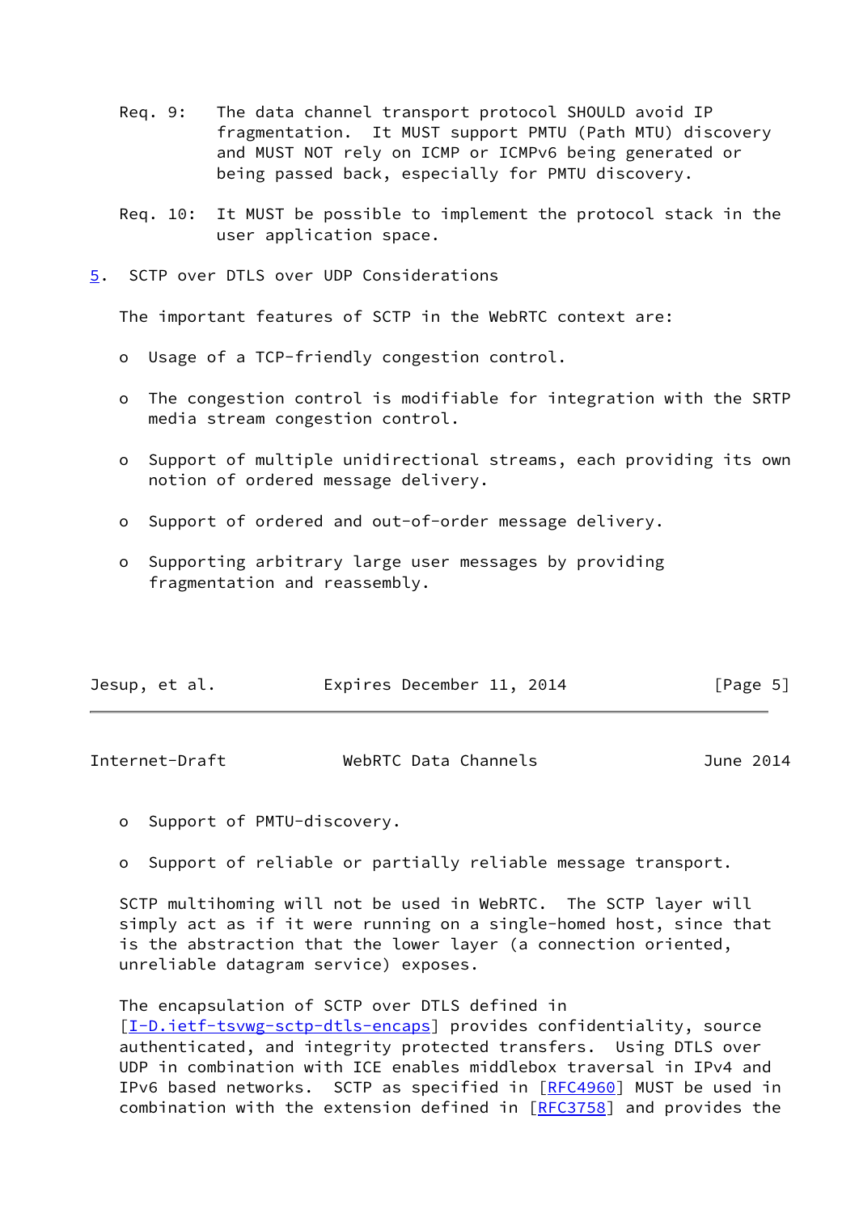Req. 9: The data channel transport protocol SHOULD avoid IP fragmentation. It MUST support PMTU (Path MTU) discovery and MUST NOT rely on ICMP or ICMPv6 being generated or being passed back, especially for PMTU discovery.

Req. 10: It MUST be possible to implement the protocol stack in the user application space.

## 5. SCTP over DTLS over UDP Considerations

The important features of SCTP in the WebRTC context are:

- Usage of a TCP-friendly congestion control.
- The congestion control is modifiable for integration with the SRTP media stream congestion control.
- Support of multiple unidirectional streams, each providing its own notion of ordered message delivery.
- Support of ordered and out-of-order message delivery.
- Supporting arbitrary large user messages by providing fragmentation and reassembly.
- Support of PMTU-discovery.
- Support of reliable or partially reliable message transport.

SCTP multihoming will not be used in WebRTC. The SCTP layer will simply act as if it were running on a single-homed host, since that is the abstraction that the lower layer (a connection oriented, unreliable datagram service) exposes.

The encapsulation of SCTP over DTLS defined in [I-D.ietf-tsvwg-sctp-dtls-encaps] provides confidentiality, source authenticated, and integrity protected transfers. Using DTLS over UDP in combination with ICE enables middlebox traversal in IPv4 and IPv6 based networks. SCTP as specified in [RFC4960] MUST be used in combination with the extension defined in [RFC3758] and provides the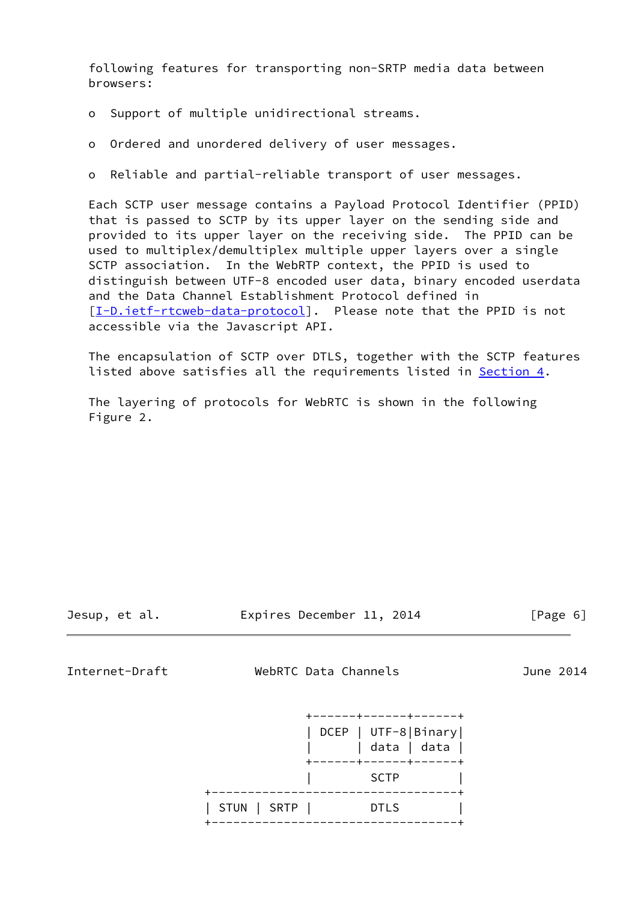following features for transporting non-SRTP media data between browsers:

- Support of multiple unidirectional streams.

- Ordered and unordered delivery of user messages.

- Reliable and partial-reliable transport of user messages.

Each SCTP user message contains a Payload Protocol Identifier (PPID) that is passed to SCTP by its upper layer on the sending side and provided to its upper layer on the receiving side. The PPID can be used to multiplex/demultiplex multiple upper layers over a single SCTP association. In the WebRTP context, the PPID is used to distinguish between UTF-8 encoded user data, binary encoded userdata and the Data Channel Establishment Protocol defined in [I-D.ietf-rtcweb-data-protocol]. Please note that the PPID is not accessible via the Javascript API.

The encapsulation of SCTP over DTLS, together with the SCTP features listed above satisfies all the requirements listed in Section 4.

The layering of protocols for WebRTC is shown in the following Figure 2.

```
                         +------+------+------+
                         | DCEP | UTF-8|Binary|
                         |      | data | data |
                         +------+------+------+
                         |        SCTP        |
           +----------------------------------+
           | STUN | SRTP |        DTLS        |
           +----------------------------------+
```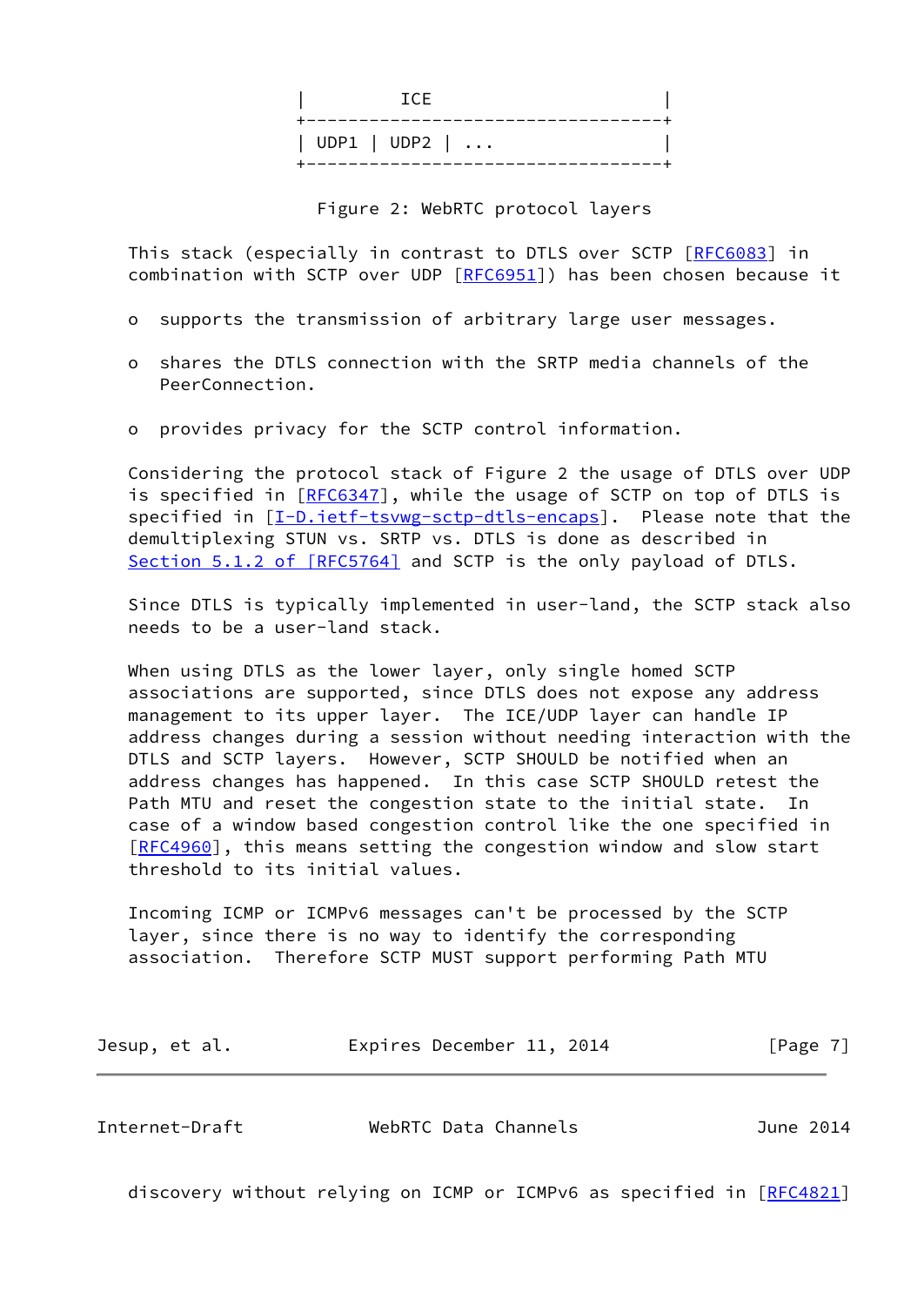```
|          ICE                       |
+------------------------------------+
| UDP1 | UDP2 | ...                  |
+------------------------------------+
```

Figure 2: WebRTC protocol layers

This stack (especially in contrast to DTLS over SCTP [RFC6083] in combination with SCTP over UDP [RFC6951]) has been chosen because it

- supports the transmission of arbitrary large user messages.

- shares the DTLS connection with the SRTP media channels of the PeerConnection.

- provides privacy for the SCTP control information.

Considering the protocol stack of Figure 2 the usage of DTLS over UDP is specified in [RFC6347], while the usage of SCTP on top of DTLS is specified in [I-D.ietf-tsvwg-sctp-dtls-encaps]. Please note that the demultiplexing STUN vs. SRTP vs. DTLS is done as described in Section 5.1.2 of [RFC5764] and SCTP is the only payload of DTLS.

Since DTLS is typically implemented in user-land, the SCTP stack also needs to be a user-land stack.

When using DTLS as the lower layer, only single homed SCTP associations are supported, since DTLS does not expose any address management to its upper layer. The ICE/UDP layer can handle IP address changes during a session without needing interaction with the DTLS and SCTP layers. However, SCTP SHOULD be notified when an address changes has happened. In this case SCTP SHOULD retest the Path MTU and reset the congestion state to the initial state. In case of a window based congestion control like the one specified in [RFC4960], this means setting the congestion window and slow start threshold to its initial values.

Incoming ICMP or ICMPv6 messages can't be processed by the SCTP layer, since there is no way to identify the corresponding association. Therefore SCTP MUST support performing Path MTU discovery without relying on ICMP or ICMPv6 as specified in [RFC4821]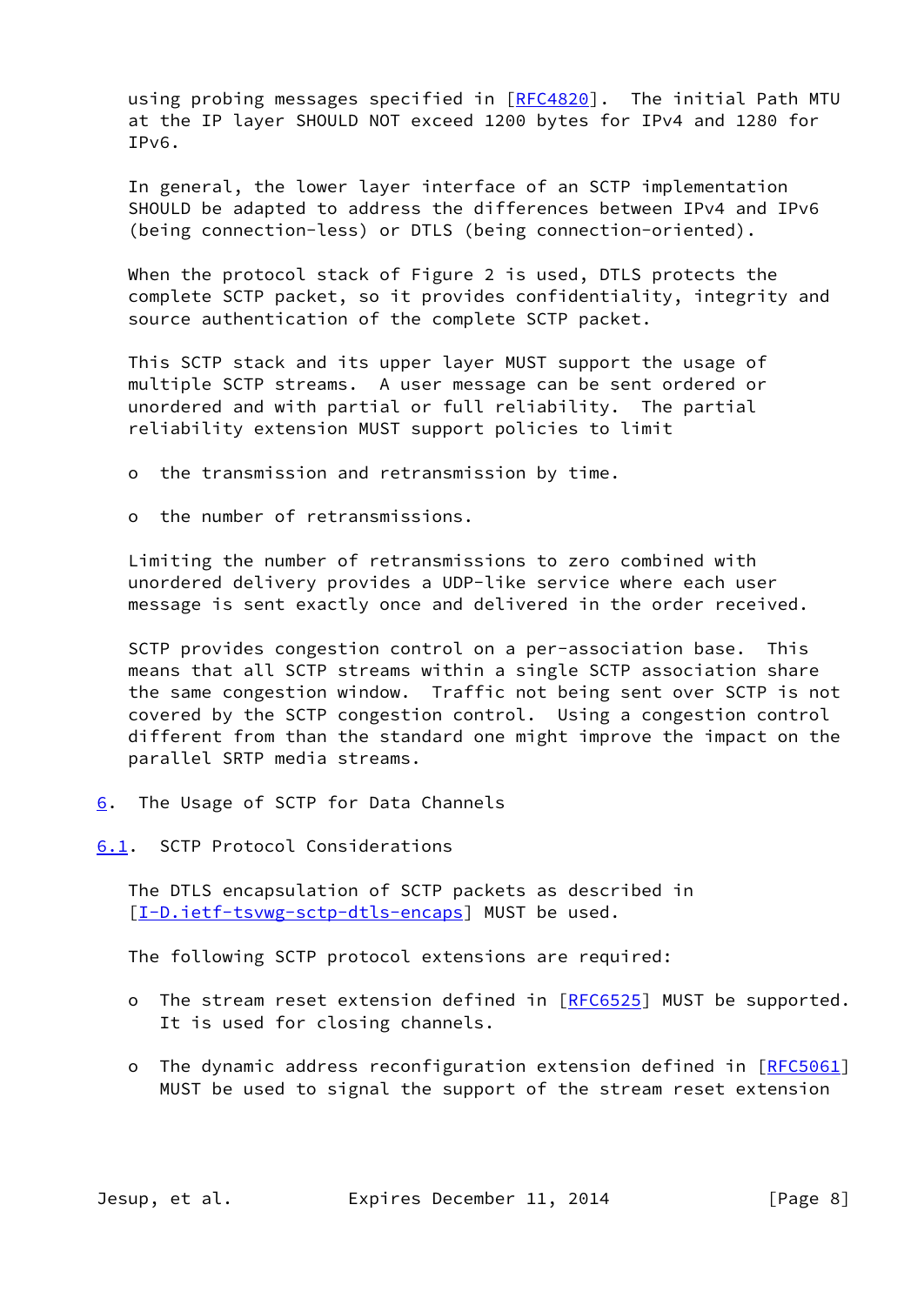using probing messages specified in [RFC4820]. The initial Path MTU at the IP layer SHOULD NOT exceed 1200 bytes for IPv4 and 1280 for IPv6.

In general, the lower layer interface of an SCTP implementation SHOULD be adapted to address the differences between IPv4 and IPv6 (being connection-less) or DTLS (being connection-oriented).

When the protocol stack of Figure 2 is used, DTLS protects the complete SCTP packet, so it provides confidentiality, integrity and source authentication of the complete SCTP packet.

This SCTP stack and its upper layer MUST support the usage of multiple SCTP streams. A user message can be sent ordered or unordered and with partial or full reliability. The partial reliability extension MUST support policies to limit

- the transmission and retransmission by time.
- the number of retransmissions.

Limiting the number of retransmissions to zero combined with unordered delivery provides a UDP-like service where each user message is sent exactly once and delivered in the order received.

SCTP provides congestion control on a per-association base. This means that all SCTP streams within a single SCTP association share the same congestion window. Traffic not being sent over SCTP is not covered by the SCTP congestion control. Using a congestion control different from than the standard one might improve the impact on the parallel SRTP media streams.

## 6. The Usage of SCTP for Data Channels

### 6.1. SCTP Protocol Considerations

The DTLS encapsulation of SCTP packets as described in [I-D.ietf-tsvwg-sctp-dtls-encaps] MUST be used.

The following SCTP protocol extensions are required:

- The stream reset extension defined in [RFC6525] MUST be supported. It is used for closing channels.
- The dynamic address reconfiguration extension defined in [RFC5061] MUST be used to signal the support of the stream reset extension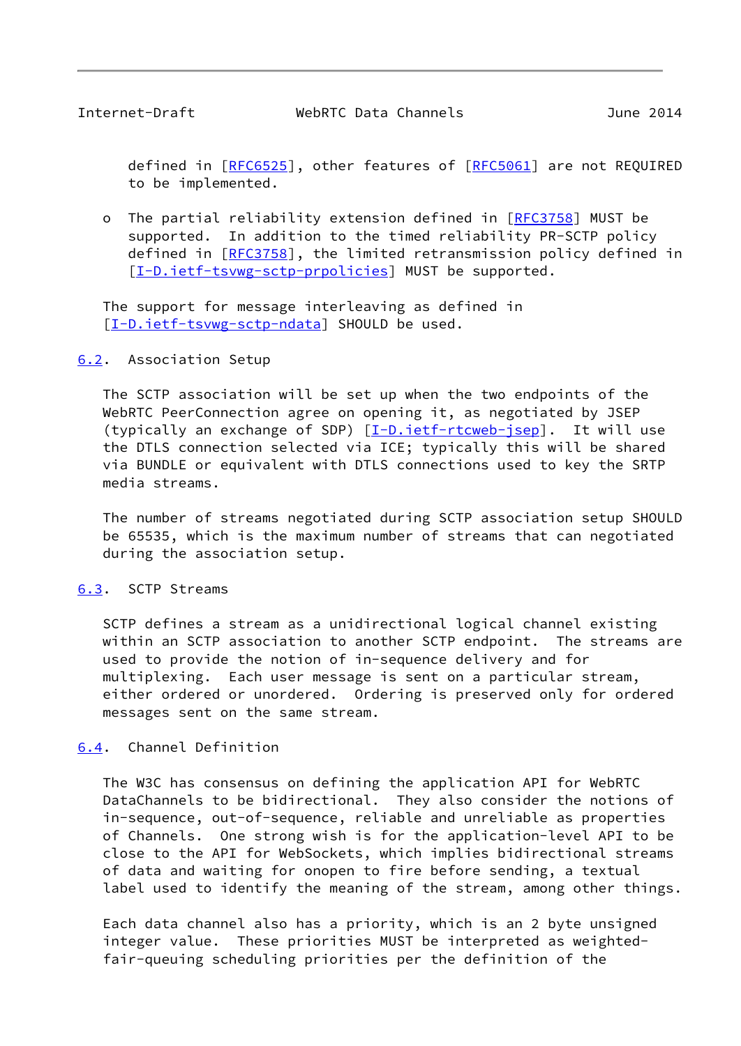defined in [RFC6525], other features of [RFC5061] are not REQUIRED to be implemented.

- The partial reliability extension defined in [RFC3758] MUST be supported. In addition to the timed reliability PR-SCTP policy defined in [RFC3758], the limited retransmission policy defined in [I-D.ietf-tsvwg-sctp-prpolicies] MUST be supported.

The support for message interleaving as defined in [I-D.ietf-tsvwg-sctp-ndata] SHOULD be used.

## 6.2. Association Setup

The SCTP association will be set up when the two endpoints of the WebRTC PeerConnection agree on opening it, as negotiated by JSEP (typically an exchange of SDP) [I-D.ietf-rtcweb-jsep]. It will use the DTLS connection selected via ICE; typically this will be shared via BUNDLE or equivalent with DTLS connections used to key the SRTP media streams.

The number of streams negotiated during SCTP association setup SHOULD be 65535, which is the maximum number of streams that can negotiated during the association setup.

## 6.3. SCTP Streams

SCTP defines a stream as a unidirectional logical channel existing within an SCTP association to another SCTP endpoint. The streams are used to provide the notion of in-sequence delivery and for multiplexing. Each user message is sent on a particular stream, either ordered or unordered. Ordering is preserved only for ordered messages sent on the same stream.

## 6.4. Channel Definition

The W3C has consensus on defining the application API for WebRTC DataChannels to be bidirectional. They also consider the notions of in-sequence, out-of-sequence, reliable and unreliable as properties of Channels. One strong wish is for the application-level API to be close to the API for WebSockets, which implies bidirectional streams of data and waiting for onopen to fire before sending, a textual label used to identify the meaning of the stream, among other things.

Each data channel also has a priority, which is an 2 byte unsigned integer value. These priorities MUST be interpreted as weighted-fair-queuing scheduling priorities per the definition of the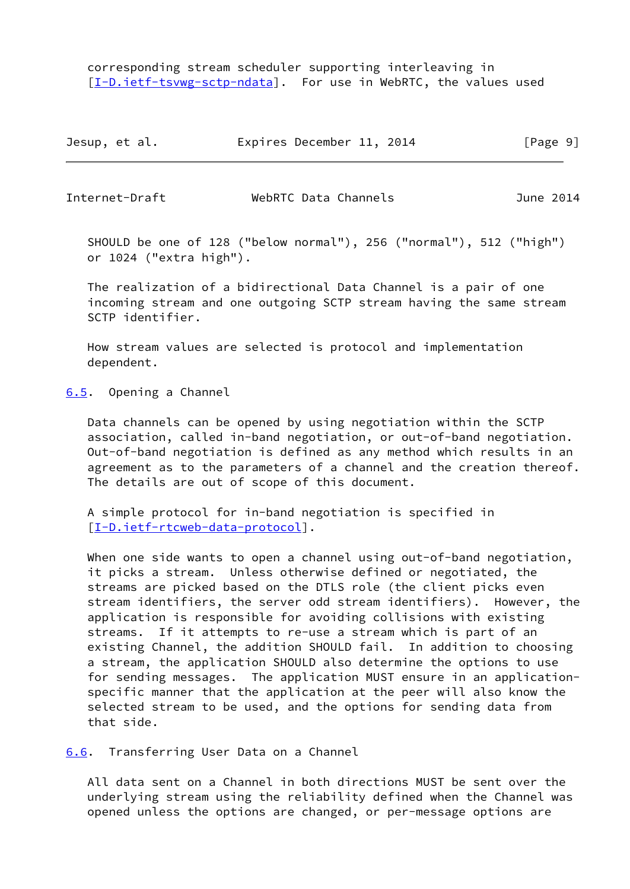corresponding stream scheduler supporting interleaving in [I-D.ietf-tsvwg-sctp-ndata]. For use in WebRTC, the values used SHOULD be one of 128 ("below normal"), 256 ("normal"), 512 ("high") or 1024 ("extra high").

The realization of a bidirectional Data Channel is a pair of one incoming stream and one outgoing SCTP stream having the same stream SCTP identifier.

How stream values are selected is protocol and implementation dependent.

## 6.5. Opening a Channel

Data channels can be opened by using negotiation within the SCTP association, called in-band negotiation, or out-of-band negotiation. Out-of-band negotiation is defined as any method which results in an agreement as to the parameters of a channel and the creation thereof. The details are out of scope of this document.

A simple protocol for in-band negotiation is specified in [I-D.ietf-rtcweb-data-protocol].

When one side wants to open a channel using out-of-band negotiation, it picks a stream. Unless otherwise defined or negotiated, the streams are picked based on the DTLS role (the client picks even stream identifiers, the server odd stream identifiers). However, the application is responsible for avoiding collisions with existing streams. If it attempts to re-use a stream which is part of an existing Channel, the addition SHOULD fail. In addition to choosing a stream, the application SHOULD also determine the options to use for sending messages. The application MUST ensure in an application-specific manner that the application at the peer will also know the selected stream to be used, and the options for sending data from that side.

## 6.6. Transferring User Data on a Channel

All data sent on a Channel in both directions MUST be sent over the underlying stream using the reliability defined when the Channel was opened unless the options are changed, or per-message options are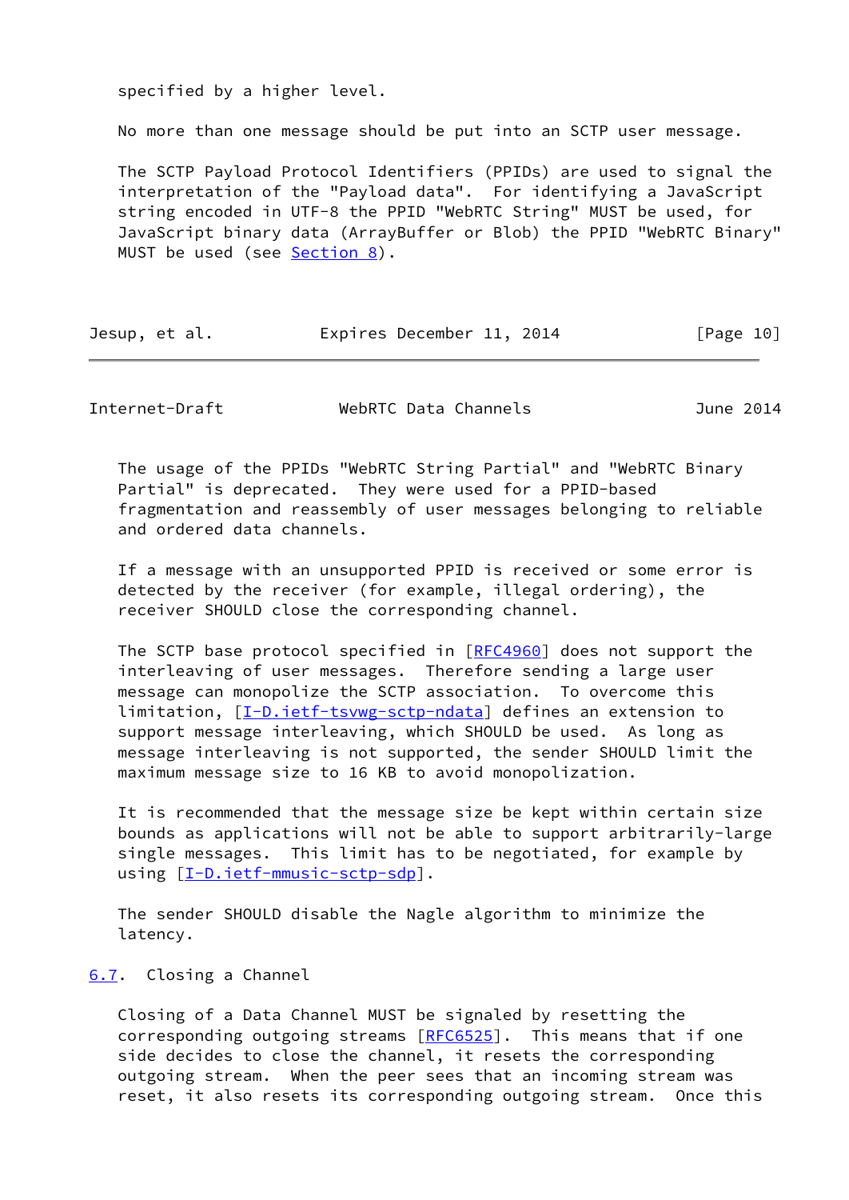specified by a higher level.

No more than one message should be put into an SCTP user message.

The SCTP Payload Protocol Identifiers (PPIDs) are used to signal the interpretation of the "Payload data". For identifying a JavaScript string encoded in UTF-8 the PPID "WebRTC String" MUST be used, for JavaScript binary data (ArrayBuffer or Blob) the PPID "WebRTC Binary" MUST be used (see Section 8).

The usage of the PPIDs "WebRTC String Partial" and "WebRTC Binary Partial" is deprecated. They were used for a PPID-based fragmentation and reassembly of user messages belonging to reliable and ordered data channels.

If a message with an unsupported PPID is received or some error is detected by the receiver (for example, illegal ordering), the receiver SHOULD close the corresponding channel.

The SCTP base protocol specified in [RFC4960] does not support the interleaving of user messages. Therefore sending a large user message can monopolize the SCTP association. To overcome this limitation, [I-D.ietf-tsvwg-sctp-ndata] defines an extension to support message interleaving, which SHOULD be used. As long as message interleaving is not supported, the sender SHOULD limit the maximum message size to 16 KB to avoid monopolization.

It is recommended that the message size be kept within certain size bounds as applications will not be able to support arbitrarily-large single messages. This limit has to be negotiated, for example by using [I-D.ietf-mmusic-sctp-sdp].

The sender SHOULD disable the Nagle algorithm to minimize the latency.

### 6.7. Closing a Channel

Closing of a Data Channel MUST be signaled by resetting the corresponding outgoing streams [RFC6525]. This means that if one side decides to close the channel, it resets the corresponding outgoing stream. When the peer sees that an incoming stream was reset, it also resets its corresponding outgoing stream. Once this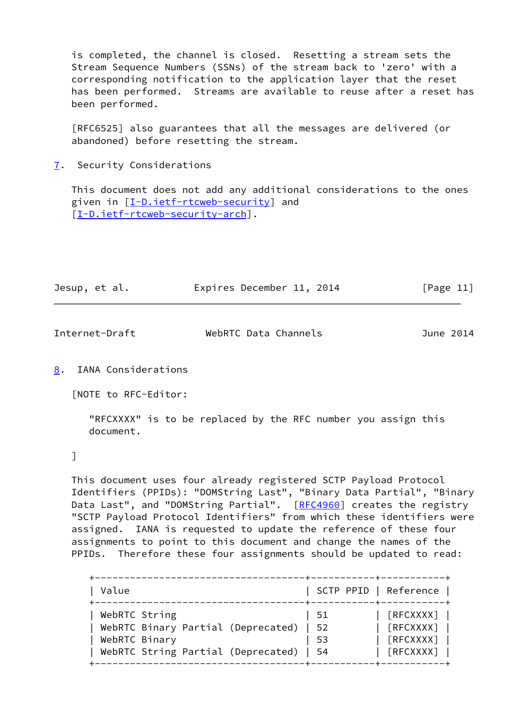is completed, the channel is closed. Resetting a stream sets the Stream Sequence Numbers (SSNs) of the stream back to 'zero' with a corresponding notification to the application layer that the reset has been performed. Streams are available to reuse after a reset has been performed.

[RFC6525] also guarantees that all the messages are delivered (or abandoned) before resetting the stream.

## 7. Security Considerations

This document does not add any additional considerations to the ones given in [I-D.ietf-rtcweb-security] and [I-D.ietf-rtcweb-security-arch].

## 8. IANA Considerations

[NOTE to RFC-Editor:

"RFCXXXX" is to be replaced by the RFC number you assign this document.

]

This document uses four already registered SCTP Payload Protocol Identifiers (PPIDs): "DOMString Last", "Binary Data Partial", "Binary Data Last", and "DOMString Partial". [RFC4960] creates the registry "SCTP Payload Protocol Identifiers" from which these identifiers were assigned. IANA is requested to update the reference of these four assignments to point to this document and change the names of the PPIDs. Therefore these four assignments should be updated to read:

| Value | SCTP PPID | Reference |
| --- | --- | --- |
| WebRTC String | 51 | [RFCXXXX] |
| WebRTC Binary Partial (Deprecated) | 52 | [RFCXXXX] |
| WebRTC Binary | 53 | [RFCXXXX] |
| WebRTC String Partial (Deprecated) | 54 | [RFCXXXX] |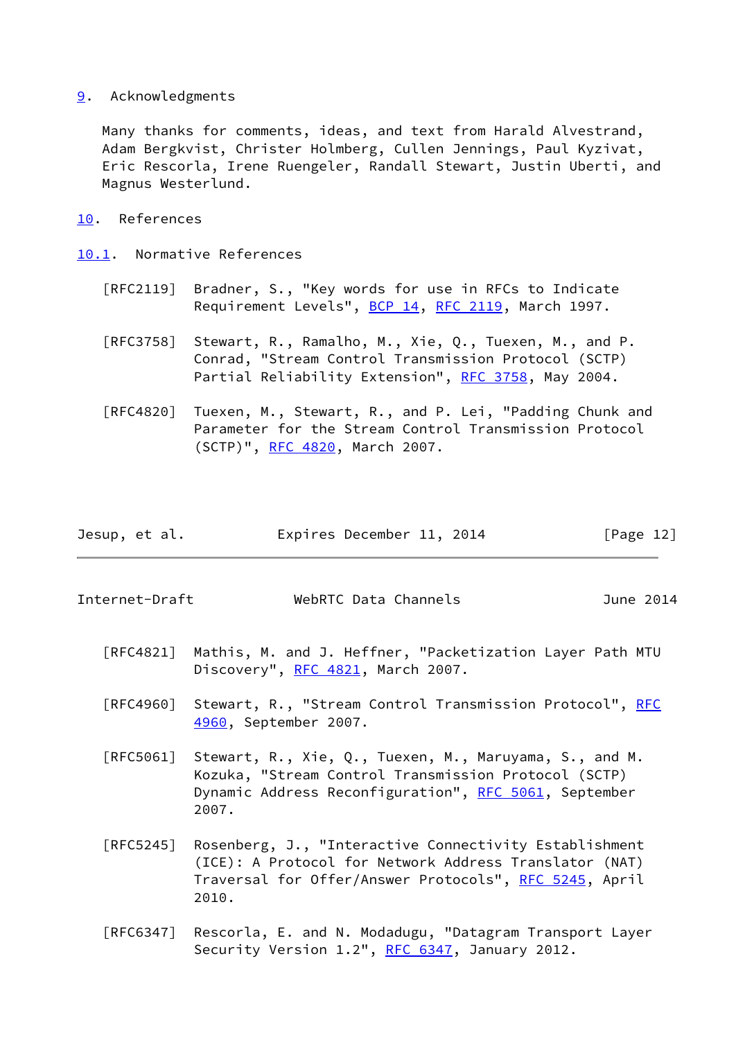## 9. Acknowledgments

Many thanks for comments, ideas, and text from Harald Alvestrand, Adam Bergkvist, Christer Holmberg, Cullen Jennings, Paul Kyzivat, Eric Rescorla, Irene Ruengeler, Randall Stewart, Justin Uberti, and Magnus Westerlund.

## 10. References

### 10.1. Normative References

[RFC2119] Bradner, S., "Key words for use in RFCs to Indicate Requirement Levels", BCP 14, RFC 2119, March 1997.

[RFC3758] Stewart, R., Ramalho, M., Xie, Q., Tuexen, M., and P. Conrad, "Stream Control Transmission Protocol (SCTP) Partial Reliability Extension", RFC 3758, May 2004.

[RFC4820] Tuexen, M., Stewart, R., and P. Lei, "Padding Chunk and Parameter for the Stream Control Transmission Protocol (SCTP)", RFC 4820, March 2007.

[RFC4821] Mathis, M. and J. Heffner, "Packetization Layer Path MTU Discovery", RFC 4821, March 2007.

[RFC4960] Stewart, R., "Stream Control Transmission Protocol", RFC 4960, September 2007.

[RFC5061] Stewart, R., Xie, Q., Tuexen, M., Maruyama, S., and M. Kozuka, "Stream Control Transmission Protocol (SCTP) Dynamic Address Reconfiguration", RFC 5061, September 2007.

[RFC5245] Rosenberg, J., "Interactive Connectivity Establishment (ICE): A Protocol for Network Address Translator (NAT) Traversal for Offer/Answer Protocols", RFC 5245, April 2010.

[RFC6347] Rescorla, E. and N. Modadugu, "Datagram Transport Layer Security Version 1.2", RFC 6347, January 2012.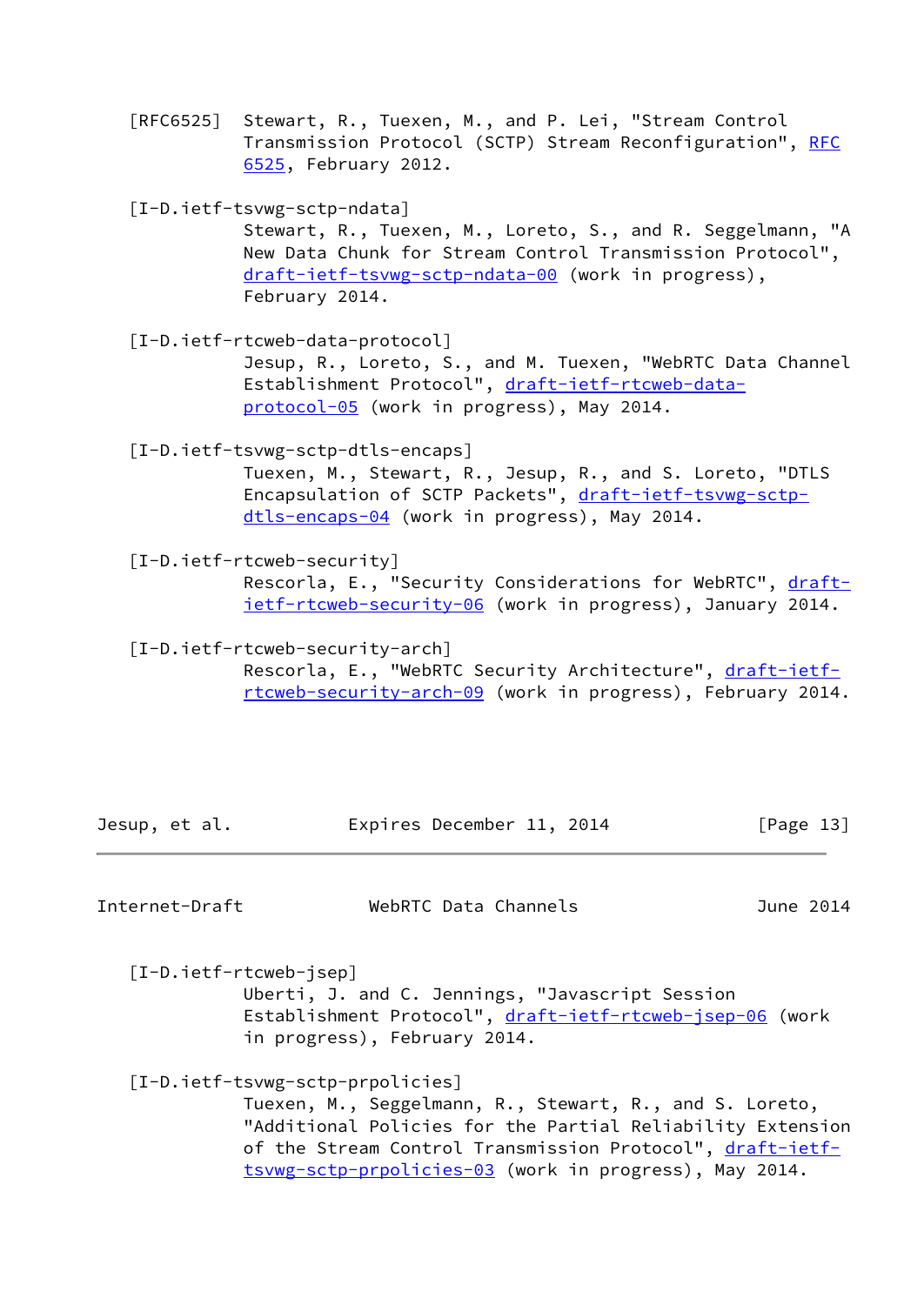[RFC6525] Stewart, R., Tuexen, M., and P. Lei, "Stream Control Transmission Protocol (SCTP) Stream Reconfiguration", RFC 6525, February 2012.

[I-D.ietf-tsvwg-sctp-ndata] Stewart, R., Tuexen, M., Loreto, S., and R. Seggelmann, "A New Data Chunk for Stream Control Transmission Protocol", draft-ietf-tsvwg-sctp-ndata-00 (work in progress), February 2014.

[I-D.ietf-rtcweb-data-protocol] Jesup, R., Loreto, S., and M. Tuexen, "WebRTC Data Channel Establishment Protocol", draft-ietf-rtcweb-data-protocol-05 (work in progress), May 2014.

[I-D.ietf-tsvwg-sctp-dtls-encaps] Tuexen, M., Stewart, R., Jesup, R., and S. Loreto, "DTLS Encapsulation of SCTP Packets", draft-ietf-tsvwg-sctp-dtls-encaps-04 (work in progress), May 2014.

[I-D.ietf-rtcweb-security] Rescorla, E., "Security Considerations for WebRTC", draft-ietf-rtcweb-security-06 (work in progress), January 2014.

[I-D.ietf-rtcweb-security-arch] Rescorla, E., "WebRTC Security Architecture", draft-ietf-rtcweb-security-arch-09 (work in progress), February 2014.

[I-D.ietf-rtcweb-jsep] Uberti, J. and C. Jennings, "Javascript Session Establishment Protocol", draft-ietf-rtcweb-jsep-06 (work in progress), February 2014.

[I-D.ietf-tsvwg-sctp-prpolicies] Tuexen, M., Seggelmann, R., Stewart, R., and S. Loreto, "Additional Policies for the Partial Reliability Extension of the Stream Control Transmission Protocol", draft-ietf-tsvwg-sctp-prpolicies-03 (work in progress), May 2014.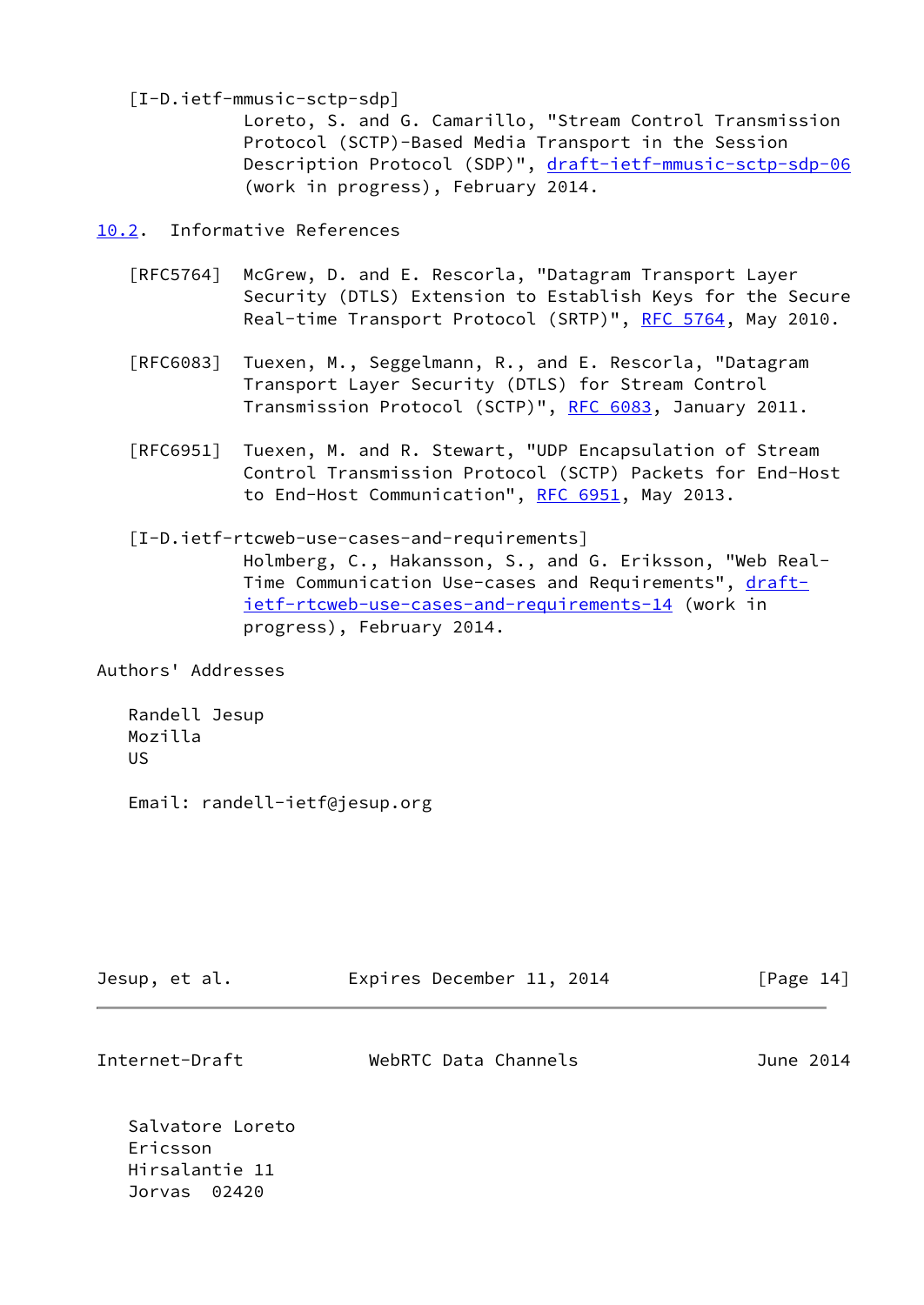[I-D.ietf-mmusic-sctp-sdp]
Loreto, S. and G. Camarillo, "Stream Control Transmission Protocol (SCTP)-Based Media Transport in the Session Description Protocol (SDP)", draft-ietf-mmusic-sctp-sdp-06 (work in progress), February 2014.

## 10.2. Informative References

[RFC5764] McGrew, D. and E. Rescorla, "Datagram Transport Layer Security (DTLS) Extension to Establish Keys for the Secure Real-time Transport Protocol (SRTP)", RFC 5764, May 2010.

[RFC6083] Tuexen, M., Seggelmann, R., and E. Rescorla, "Datagram Transport Layer Security (DTLS) for Stream Control Transmission Protocol (SCTP)", RFC 6083, January 2011.

[RFC6951] Tuexen, M. and R. Stewart, "UDP Encapsulation of Stream Control Transmission Protocol (SCTP) Packets for End-Host to End-Host Communication", RFC 6951, May 2013.

[I-D.ietf-rtcweb-use-cases-and-requirements]
Holmberg, C., Hakansson, S., and G. Eriksson, "Web Real-Time Communication Use-cases and Requirements", draft-ietf-rtcweb-use-cases-and-requirements-14 (work in progress), February 2014.

## Authors' Addresses

Randell Jesup
Mozilla
US

Email: randell-ietf@jesup.org

Salvatore Loreto
Ericsson
Hirsalantie 11
Jorvas 02420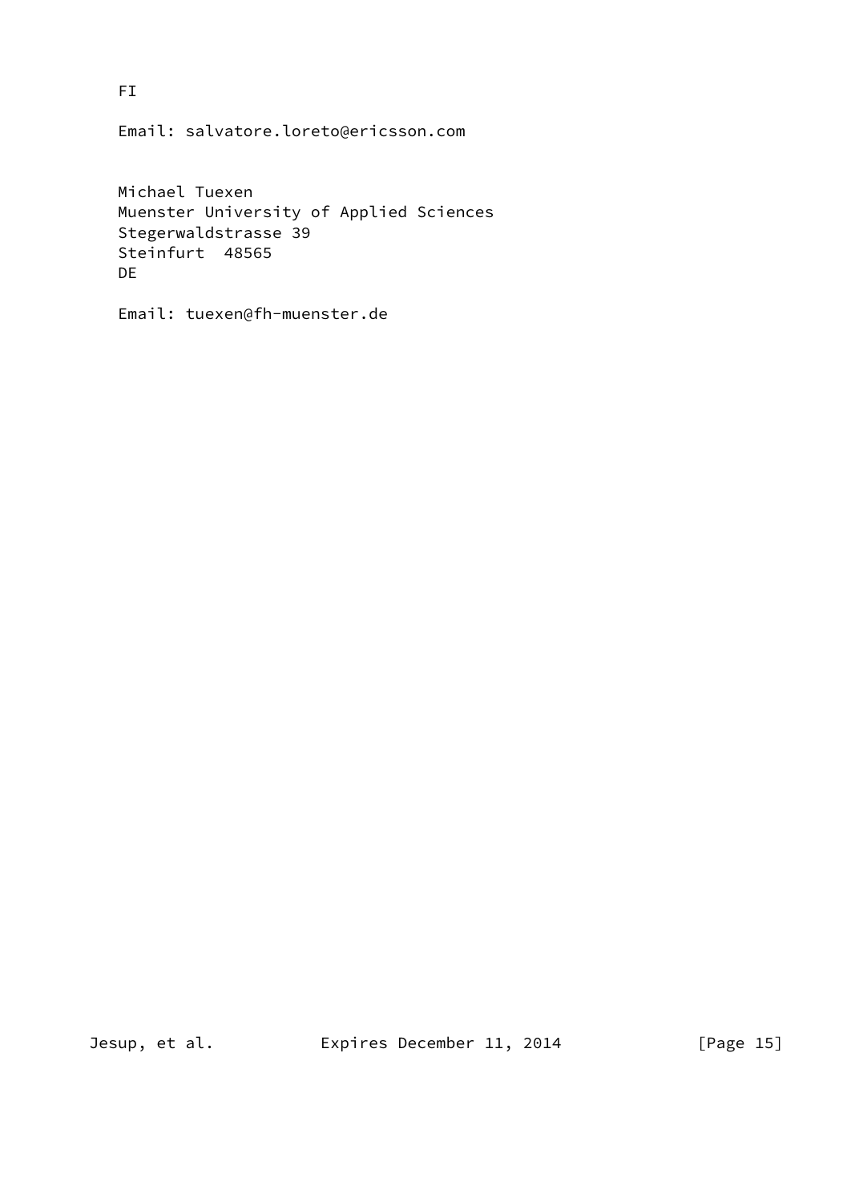FI

Email: salvatore.loreto@ericsson.com

Michael Tuexen
Muenster University of Applied Sciences
Stegerwaldstrasse 39
Steinfurt  48565
DE

Email: tuexen@fh-muenster.de